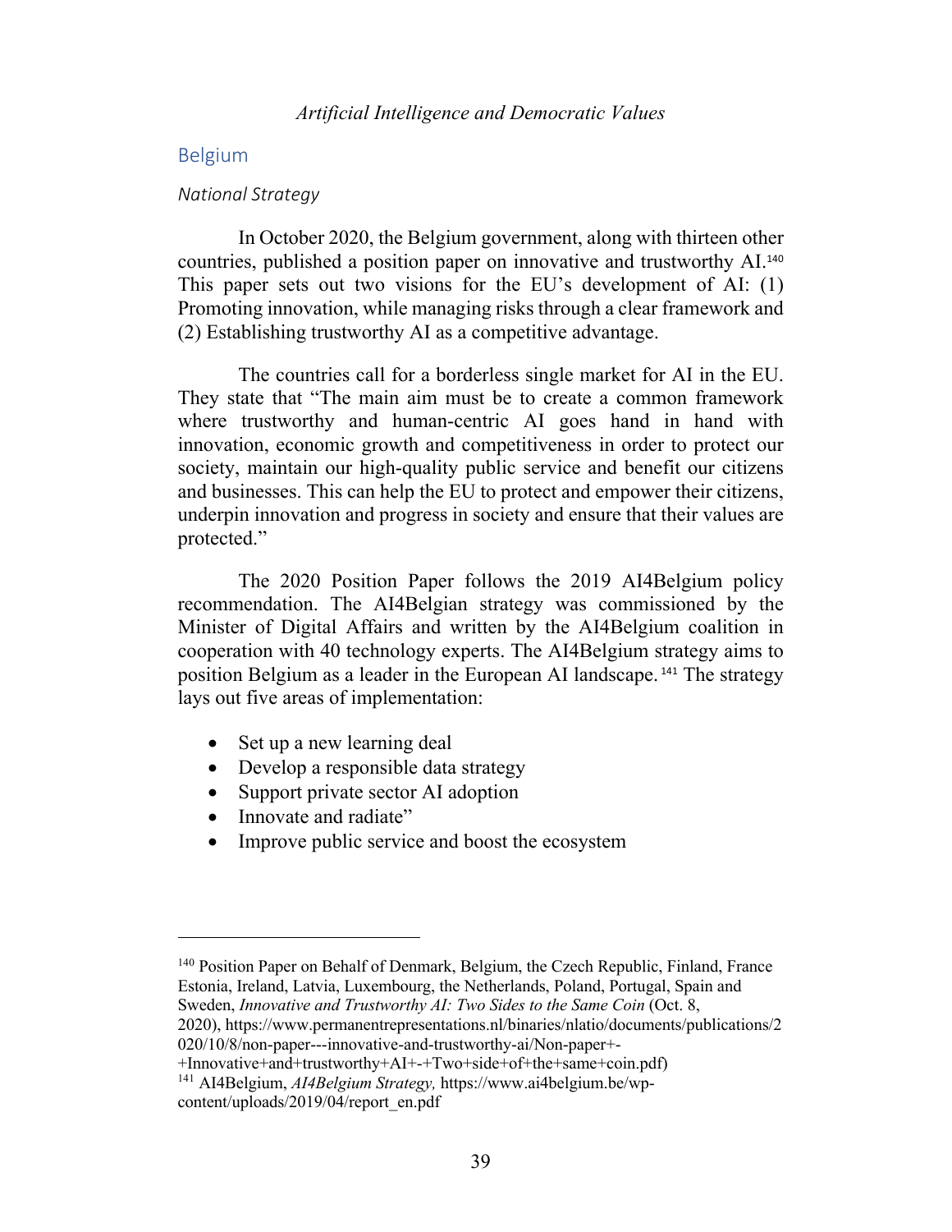## Belgium

### *National Strategy*

In October 2020, the Belgium government, along with thirteen other countries, published a position paper on innovative and trustworthy AI.[140] This paper sets out two visions for the EU's development of AI: (1) Promoting innovation, while managing risks through a clear framework and (2) Establishing trustworthy AI as a competitive advantage.

The countries call for a borderless single market for AI in the EU. They state that "The main aim must be to create a common framework where trustworthy and human-centric AI goes hand in hand with innovation, economic growth and competitiveness in order to protect our society, maintain our high-quality public service and benefit our citizens and businesses. This can help the EU to protect and empower their citizens, underpin innovation and progress in society and ensure that their values are protected."

The 2020 Position Paper follows the 2019 AI4Belgium policy recommendation. The AI4Belgian strategy was commissioned by the Minister of Digital Affairs and written by the AI4Belgium coalition in cooperation with 40 technology experts. The AI4Belgium strategy aims to position Belgium as a leader in the European AI landscape.[141] The strategy lays out five areas of implementation:

- Set up a new learning deal
- Develop a responsible data strategy
- Support private sector AI adoption
- Innovate and radiate"
- Improve public service and boost the ecosystem

---

[140] Position Paper on Behalf of Denmark, Belgium, the Czech Republic, Finland, France Estonia, Ireland, Latvia, Luxembourg, the Netherlands, Poland, Portugal, Spain and Sweden, *Innovative and Trustworthy AI: Two Sides to the Same Coin* (Oct. 8, 2020), https://www.permanentrepresentations.nl/binaries/nlatio/documents/publications/2020/10/8/non-paper---innovative-and-trustworthy-ai/Non-paper+-+Innovative+and+trustworthy+AI+-+Two+side+of+the+same+coin.pdf)

[141] AI4Belgium, *AI4Belgium Strategy,* https://www.ai4belgium.be/wp-content/uploads/2019/04/report_en.pdf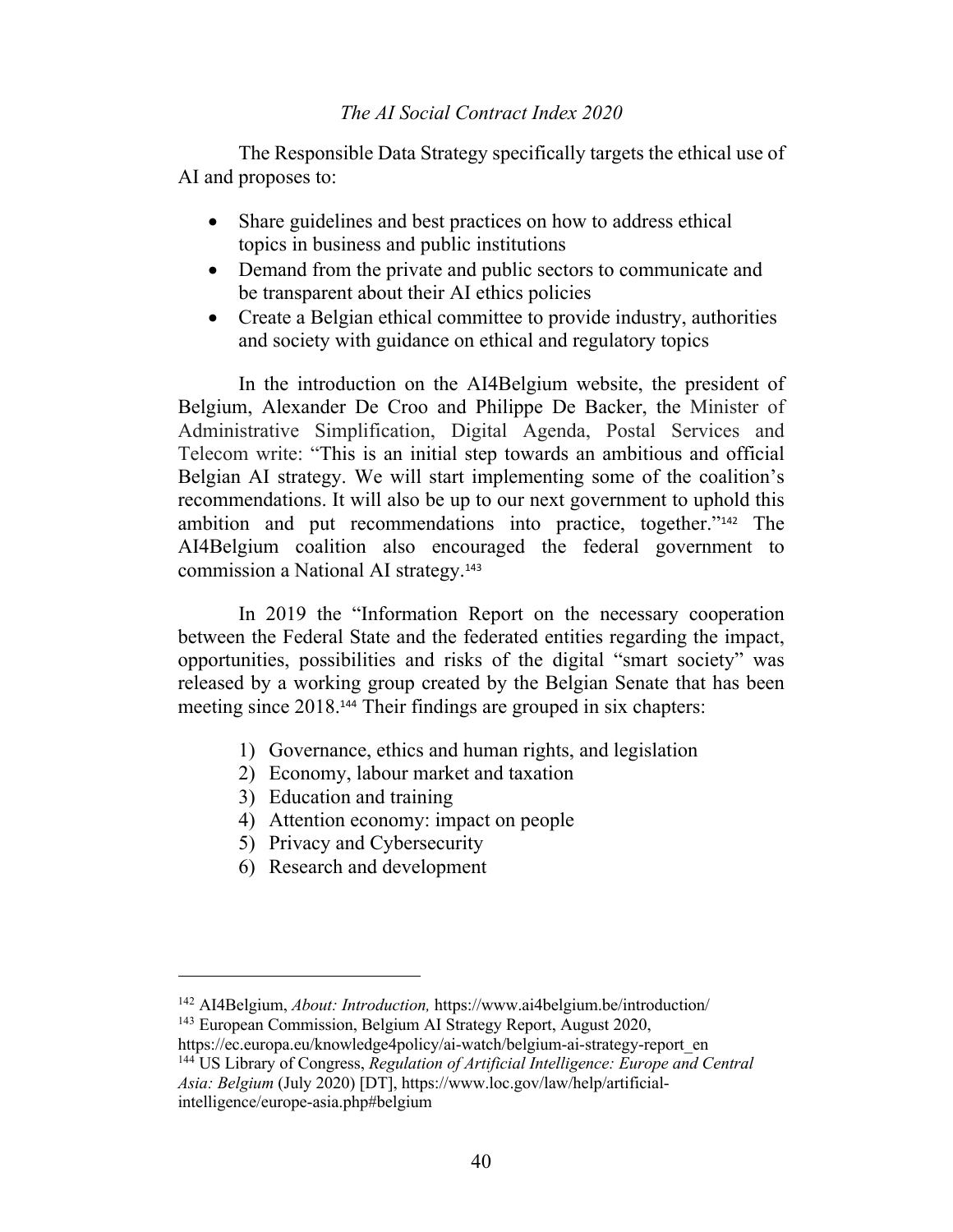The Responsible Data Strategy specifically targets the ethical use of AI and proposes to:

- Share guidelines and best practices on how to address ethical topics in business and public institutions
- Demand from the private and public sectors to communicate and be transparent about their AI ethics policies
- Create a Belgian ethical committee to provide industry, authorities and society with guidance on ethical and regulatory topics

In the introduction on the AI4Belgium website, the president of Belgium, Alexander De Croo and Philippe De Backer, the Minister of Administrative Simplification, Digital Agenda, Postal Services and Telecom write: "This is an initial step towards an ambitious and official Belgian AI strategy. We will start implementing some of the coalition's recommendations. It will also be up to our next government to uphold this ambition and put recommendations into practice, together."[142] The AI4Belgium coalition also encouraged the federal government to commission a National AI strategy.[143]

In 2019 the "Information Report on the necessary cooperation between the Federal State and the federated entities regarding the impact, opportunities, possibilities and risks of the digital "smart society" was released by a working group created by the Belgian Senate that has been meeting since 2018.[144] Their findings are grouped in six chapters:

1) Governance, ethics and human rights, and legislation
2) Economy, labour market and taxation
3) Education and training
4) Attention economy: impact on people
5) Privacy and Cybersecurity
6) Research and development

---

[142] AI4Belgium, *About: Introduction,* https://www.ai4belgium.be/introduction/

[143] European Commission, Belgium AI Strategy Report, August 2020, https://ec.europa.eu/knowledge4policy/ai-watch/belgium-ai-strategy-report_en

[144] US Library of Congress, *Regulation of Artificial Intelligence: Europe and Central Asia: Belgium* (July 2020) [DT], https://www.loc.gov/law/help/artificial-intelligence/europe-asia.php#belgium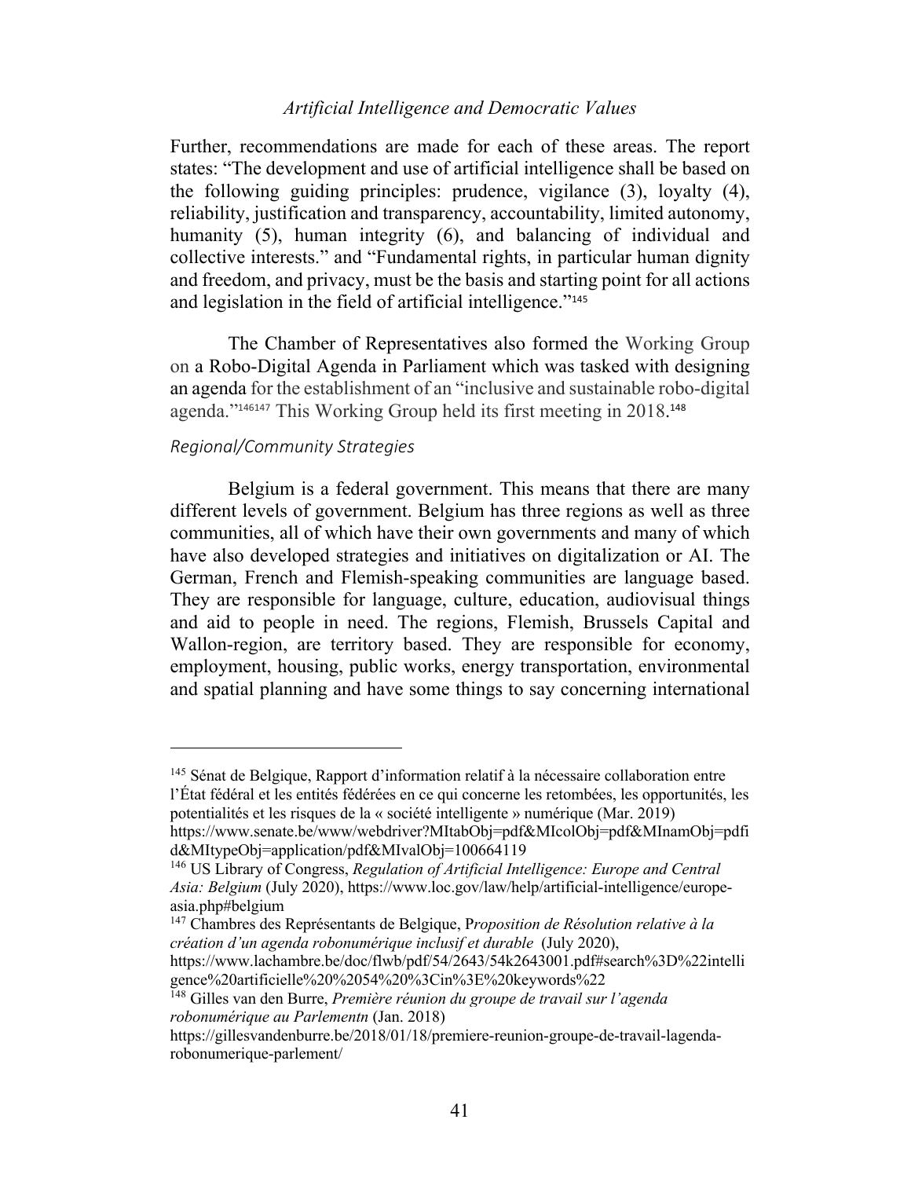Further, recommendations are made for each of these areas. The report states: "The development and use of artificial intelligence shall be based on the following guiding principles: prudence, vigilance (3), loyalty (4), reliability, justification and transparency, accountability, limited autonomy, humanity (5), human integrity (6), and balancing of individual and collective interests." and "Fundamental rights, in particular human dignity and freedom, and privacy, must be the basis and starting point for all actions and legislation in the field of artificial intelligence."[145]

The Chamber of Representatives also formed the Working Group on a Robo-Digital Agenda in Parliament which was tasked with designing an agenda for the establishment of an "inclusive and sustainable robo-digital agenda."[146][147] This Working Group held its first meeting in 2018.[148]

*Regional/Community Strategies*

Belgium is a federal government. This means that there are many different levels of government. Belgium has three regions as well as three communities, all of which have their own governments and many of which have also developed strategies and initiatives on digitalization or AI. The German, French and Flemish-speaking communities are language based. They are responsible for language, culture, education, audiovisual things and aid to people in need. The regions, Flemish, Brussels Capital and Wallon-region, are territory based. They are responsible for economy, employment, housing, public works, energy transportation, environmental and spatial planning and have some things to say concerning international

---

[145] Sénat de Belgique, Rapport d'information relatif à la nécessaire collaboration entre l'État fédéral et les entités fédérées en ce qui concerne les retombées, les opportunités, les potentialités et les risques de la « société intelligente » numérique (Mar. 2019) https://www.senate.be/www/webdriver?MItabObj=pdf&MIcolObj=pdf&MInamObj=pdfid&MItypeObj=application/pdf&MIvalObj=100664119

[146] US Library of Congress, *Regulation of Artificial Intelligence: Europe and Central Asia: Belgium* (July 2020), https://www.loc.gov/law/help/artificial-intelligence/europe-asia.php#belgium

[147] Chambres des Représentants de Belgique, P*roposition de Résolution relative à la création d'un agenda robonumérique inclusif et durable* (July 2020), https://www.lachambre.be/doc/flwb/pdf/54/2643/54k2643001.pdf#search%3D%22intelligence%20artificielle%20%2054%20%3Cin%3E%20keywords%22

[148] Gilles van den Burre, *Première réunion du groupe de travail sur l'agenda robonumérique au Parlementn* (Jan. 2018) https://gillesvandenburre.be/2018/01/18/premiere-reunion-groupe-de-travail-lagenda-robonumerique-parlement/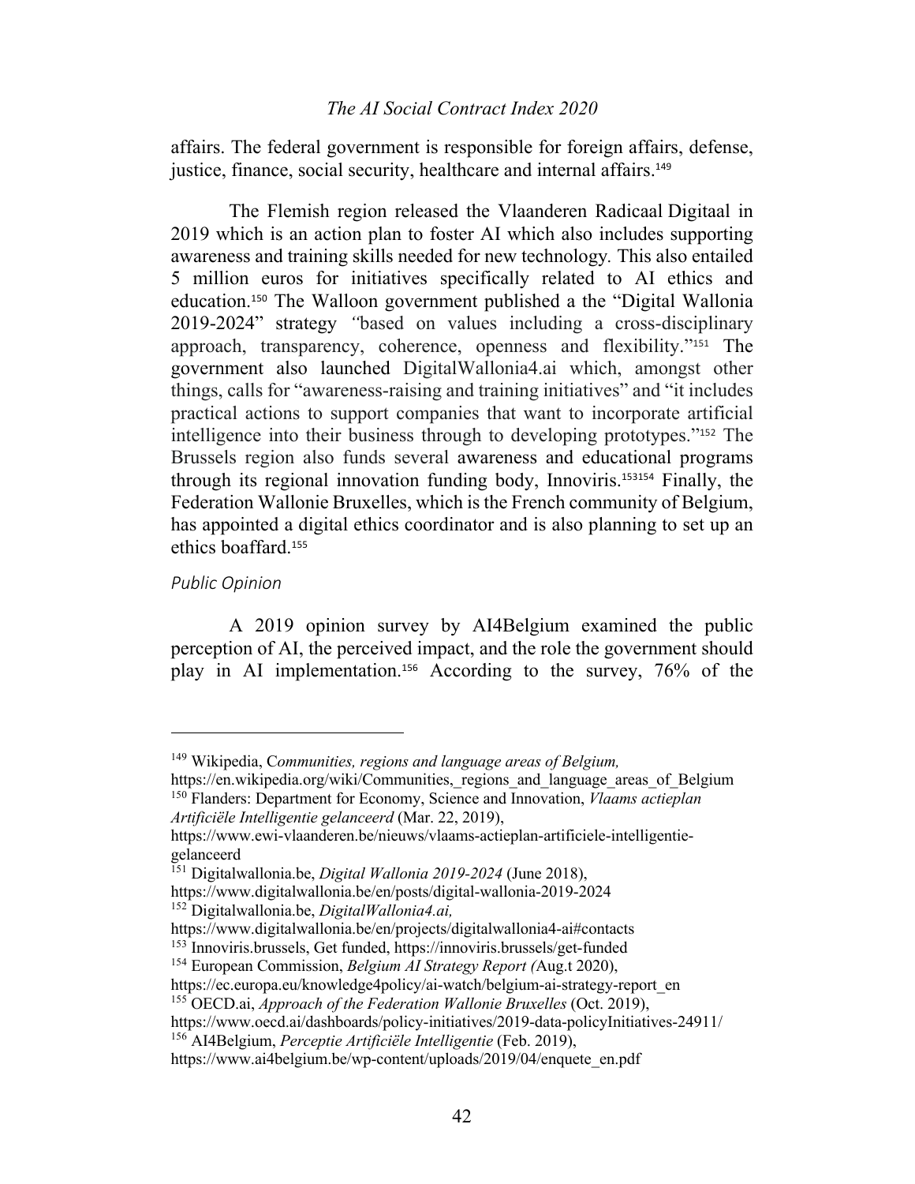affairs. The federal government is responsible for foreign affairs, defense, justice, finance, social security, healthcare and internal affairs.[149]

The Flemish region released the Vlaanderen Radicaal Digitaal in 2019 which is an action plan to foster AI which also includes supporting awareness and training skills needed for new technology. This also entailed 5 million euros for initiatives specifically related to AI ethics and education.[150] The Walloon government published a the "Digital Wallonia 2019-2024" strategy "based on values including a cross-disciplinary approach, transparency, coherence, openness and flexibility."[151] The government also launched DigitalWallonia4.ai which, amongst other things, calls for "awareness-raising and training initiatives" and "it includes practical actions to support companies that want to incorporate artificial intelligence into their business through to developing prototypes."[152] The Brussels region also funds several awareness and educational programs through its regional innovation funding body, Innoviris.[153][154] Finally, the Federation Wallonie Bruxelles, which is the French community of Belgium, has appointed a digital ethics coordinator and is also planning to set up an ethics boaffard.[155]

*Public Opinion*

A 2019 opinion survey by AI4Belgium examined the public perception of AI, the perceived impact, and the role the government should play in AI implementation.[156] According to the survey, 76% of the

---

[149] Wikipedia, C*ommunities, regions and language areas of Belgium,* https://en.wikipedia.org/wiki/Communities,_regions_and_language_areas_of_Belgium

[150] Flanders: Department for Economy, Science and Innovation, *Vlaams actieplan Artificiële Intelligentie gelanceerd* (Mar. 22, 2019), https://www.ewi-vlaanderen.be/nieuws/vlaams-actieplan-artificiele-intelligentie-gelanceerd

[151] Digitalwallonia.be, *Digital Wallonia 2019-2024* (June 2018), https://www.digitalwallonia.be/en/posts/digital-wallonia-2019-2024

[152] Digitalwallonia.be, *DigitalWallonia4.ai,* https://www.digitalwallonia.be/en/projects/digitalwallonia4-ai#contacts

[153] Innoviris.brussels, Get funded, https://innoviris.brussels/get-funded

[154] European Commission, *Belgium AI Strategy Report (*Aug.t 2020), https://ec.europa.eu/knowledge4policy/ai-watch/belgium-ai-strategy-report_en

[155] OECD.ai, *Approach of the Federation Wallonie Bruxelles* (Oct. 2019), https://www.oecd.ai/dashboards/policy-initiatives/2019-data-policyInitiatives-24911/

[156] AI4Belgium, *Perceptie Artificiële Intelligentie* (Feb. 2019), https://www.ai4belgium.be/wp-content/uploads/2019/04/enquete_en.pdf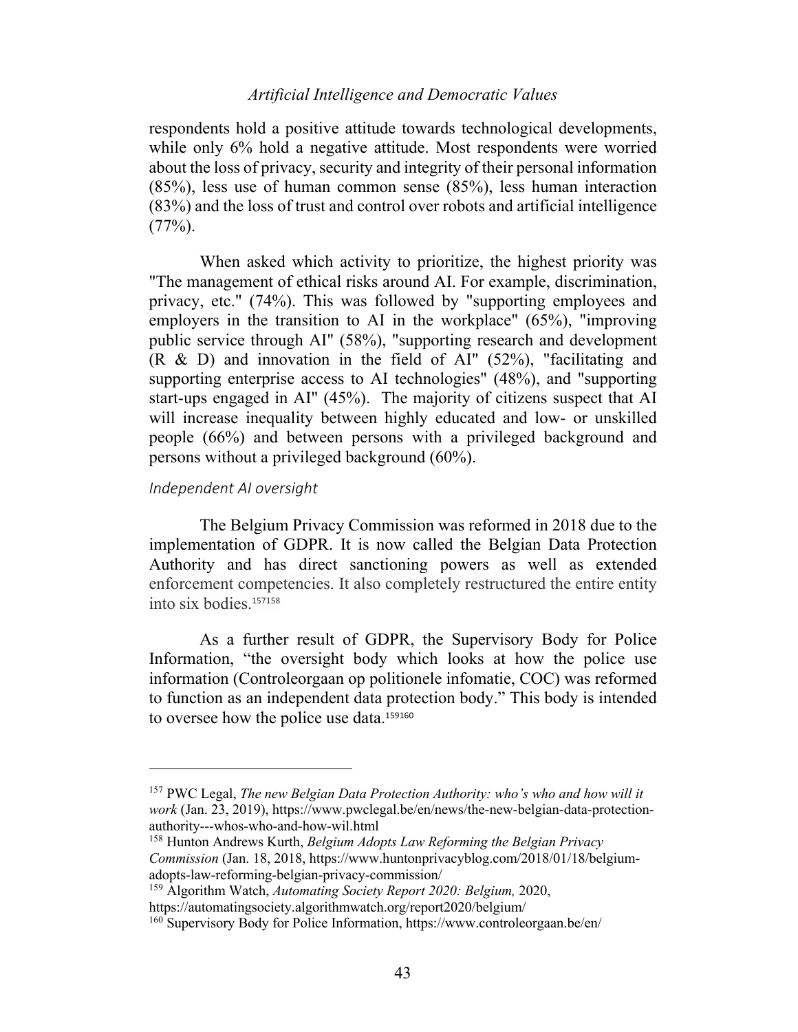respondents hold a positive attitude towards technological developments, while only 6% hold a negative attitude. Most respondents were worried about the loss of privacy, security and integrity of their personal information (85%), less use of human common sense (85%), less human interaction (83%) and the loss of trust and control over robots and artificial intelligence (77%).

When asked which activity to prioritize, the highest priority was "The management of ethical risks around AI. For example, discrimination, privacy, etc." (74%). This was followed by "supporting employees and employers in the transition to AI in the workplace" (65%), "improving public service through AI" (58%), "supporting research and development (R & D) and innovation in the field of AI" (52%), "facilitating and supporting enterprise access to AI technologies" (48%), and "supporting start-ups engaged in AI" (45%). The majority of citizens suspect that AI will increase inequality between highly educated and low- or unskilled people (66%) and between persons with a privileged background and persons without a privileged background (60%).

### *Independent AI oversight*

The Belgium Privacy Commission was reformed in 2018 due to the implementation of GDPR. It is now called the Belgian Data Protection Authority and has direct sanctioning powers as well as extended enforcement competencies. It also completely restructured the entire entity into six bodies.[157][158]

As a further result of GDPR, the Supervisory Body for Police Information, "the oversight body which looks at how the police use information (Controleorgaan op politionele infomatie, COC) was reformed to function as an independent data protection body." This body is intended to oversee how the police use data.[159][160]

---

[157] PWC Legal, *The new Belgian Data Protection Authority: who's who and how will it work* (Jan. 23, 2019), https://www.pwclegal.be/en/news/the-new-belgian-data-protection-authority---whos-who-and-how-wil.html

[158] Hunton Andrews Kurth, *Belgium Adopts Law Reforming the Belgian Privacy Commission* (Jan. 18, 2018, https://www.huntonprivacyblog.com/2018/01/18/belgium-adopts-law-reforming-belgian-privacy-commission/

[159] Algorithm Watch, *Automating Society Report 2020: Belgium,* 2020, https://automatingsociety.algorithmwatch.org/report2020/belgium/

[160] Supervisory Body for Police Information, https://www.controleorgaan.be/en/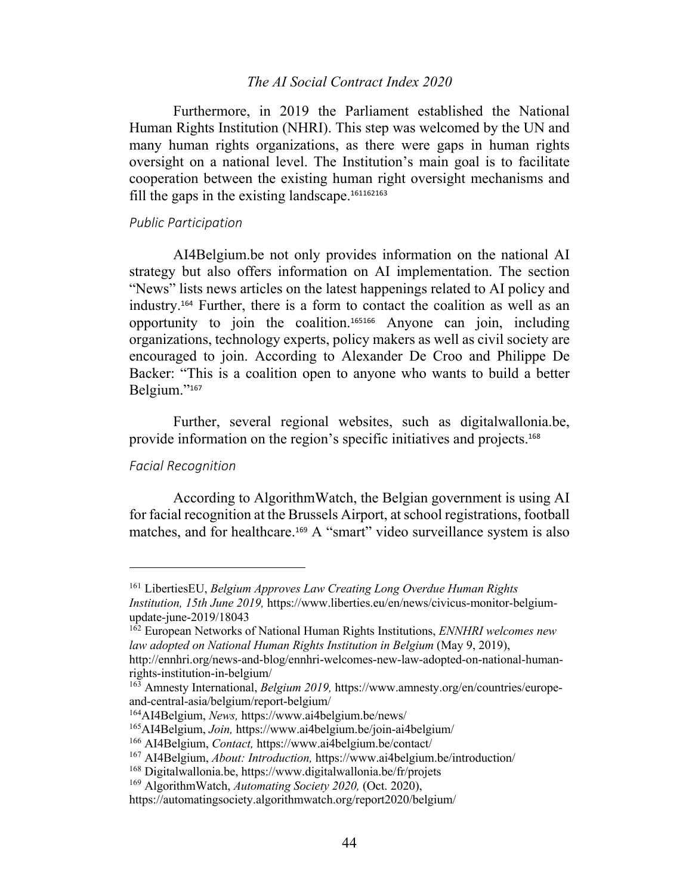Furthermore, in 2019 the Parliament established the National Human Rights Institution (NHRI). This step was welcomed by the UN and many human rights organizations, as there were gaps in human rights oversight on a national level. The Institution's main goal is to facilitate cooperation between the existing human right oversight mechanisms and fill the gaps in the existing landscape.[161][162][163]

*Public Participation*

AI4Belgium.be not only provides information on the national AI strategy but also offers information on AI implementation. The section "News" lists news articles on the latest happenings related to AI policy and industry.[164] Further, there is a form to contact the coalition as well as an opportunity to join the coalition.[165][166] Anyone can join, including organizations, technology experts, policy makers as well as civil society are encouraged to join. According to Alexander De Croo and Philippe De Backer: "This is a coalition open to anyone who wants to build a better Belgium."[167]

Further, several regional websites, such as digitalwallonia.be, provide information on the region's specific initiatives and projects.[168]

*Facial Recognition*

According to AlgorithmWatch, the Belgian government is using AI for facial recognition at the Brussels Airport, at school registrations, football matches, and for healthcare.[169] A "smart" video surveillance system is also

---

[161] LibertiesEU, *Belgium Approves Law Creating Long Overdue Human Rights Institution, 15th June 2019,* https://www.liberties.eu/en/news/civicus-monitor-belgium-update-june-2019/18043

[162] European Networks of National Human Rights Institutions, *ENNHRI welcomes new law adopted on National Human Rights Institution in Belgium* (May 9, 2019), http://ennhri.org/news-and-blog/ennhri-welcomes-new-law-adopted-on-national-human-rights-institution-in-belgium/

[163] Amnesty International, *Belgium 2019,* https://www.amnesty.org/en/countries/europe-and-central-asia/belgium/report-belgium/

[164] AI4Belgium, *News,* https://www.ai4belgium.be/news/

[165] AI4Belgium, *Join,* https://www.ai4belgium.be/join-ai4belgium/

[166] AI4Belgium, *Contact,* https://www.ai4belgium.be/contact/

[167] AI4Belgium, *About: Introduction,* https://www.ai4belgium.be/introduction/

[168] Digitalwallonia.be, https://www.digitalwallonia.be/fr/projets

[169] AlgorithmWatch, *Automating Society 2020,* (Oct. 2020), https://automatingsociety.algorithmwatch.org/report2020/belgium/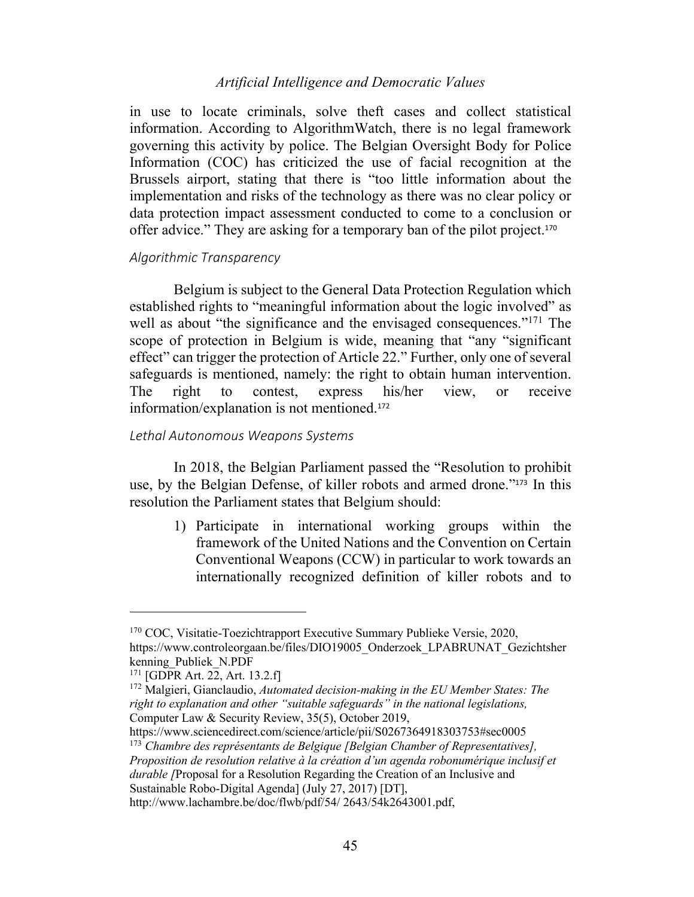in use to locate criminals, solve theft cases and collect statistical information. According to AlgorithmWatch, there is no legal framework governing this activity by police. The Belgian Oversight Body for Police Information (COC) has criticized the use of facial recognition at the Brussels airport, stating that there is "too little information about the implementation and risks of the technology as there was no clear policy or data protection impact assessment conducted to come to a conclusion or offer advice." They are asking for a temporary ban of the pilot project.[170]

### *Algorithmic Transparency*

Belgium is subject to the General Data Protection Regulation which established rights to "meaningful information about the logic involved" as well as about "the significance and the envisaged consequences."[171] The scope of protection in Belgium is wide, meaning that "any "significant effect" can trigger the protection of Article 22." Further, only one of several safeguards is mentioned, namely: the right to obtain human intervention. The right to contest, express his/her view, or receive information/explanation is not mentioned.[172]

### *Lethal Autonomous Weapons Systems*

In 2018, the Belgian Parliament passed the "Resolution to prohibit use, by the Belgian Defense, of killer robots and armed drone."[173] In this resolution the Parliament states that Belgium should:

1) Participate in international working groups within the framework of the United Nations and the Convention on Certain Conventional Weapons (CCW) in particular to work towards an internationally recognized definition of killer robots and to

---

[170] COC, Visitatie-Toezichtrapport Executive Summary Publieke Versie, 2020, https://www.controleorgaan.be/files/DIO19005_Onderzoek_LPABRUNAT_Gezichtsherkenning_Publiek_N.PDF

[171] [GDPR Art. 22, Art. 13.2.f]

[172] Malgieri, Gianclaudio, *Automated decision-making in the EU Member States: The right to explanation and other "suitable safeguards" in the national legislations,* Computer Law & Security Review, 35(5), October 2019, https://www.sciencedirect.com/science/article/pii/S0267364918303753#sec0005

[173] *Chambre des représentants de Belgique [Belgian Chamber of Representatives], Proposition de resolution relative à la création d'un agenda robonumérique inclusif et durable [*Proposal for a Resolution Regarding the Creation of an Inclusive and Sustainable Robo-Digital Agenda] (July 27, 2017) [DT], http://www.lachambre.be/doc/flwb/pdf/54/ 2643/54k2643001.pdf,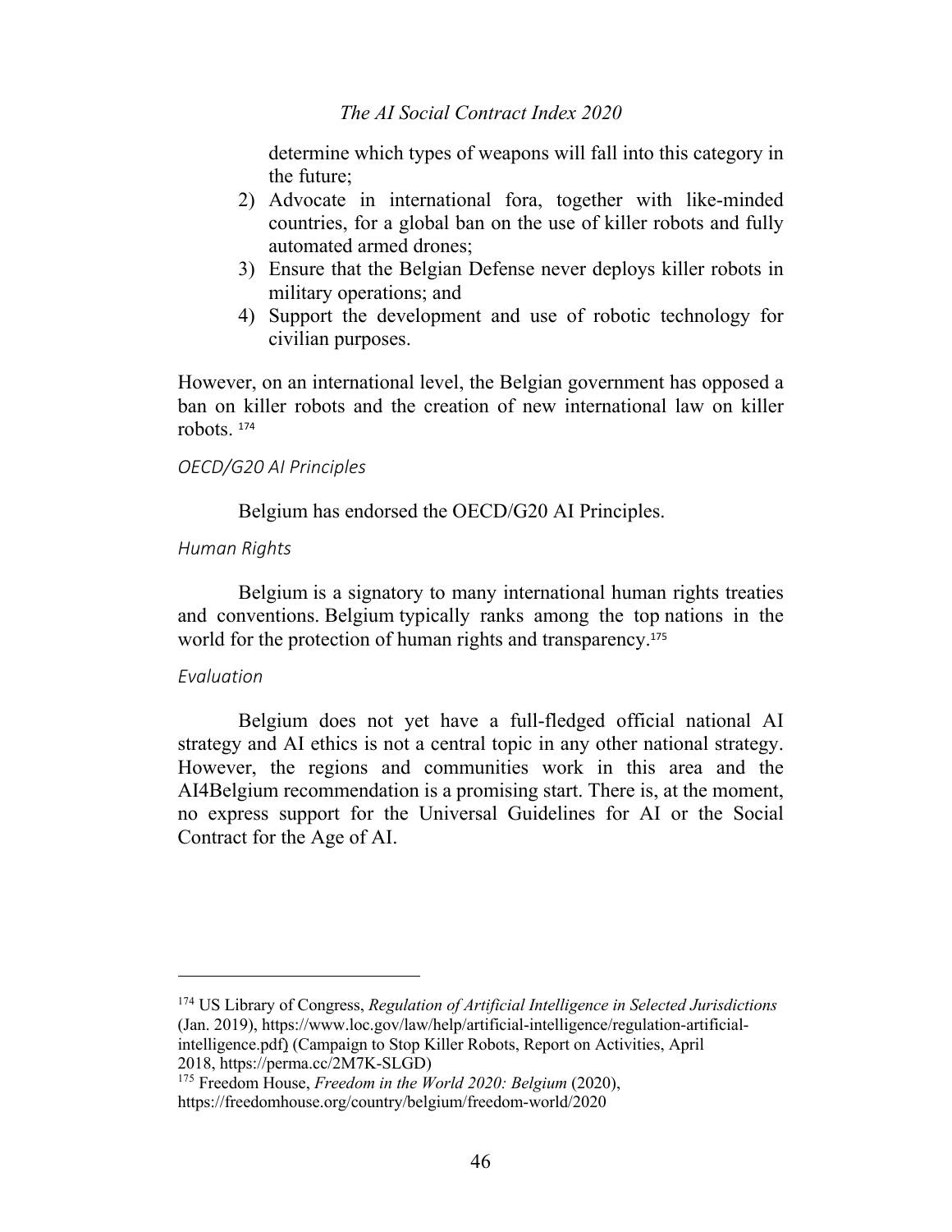determine which types of weapons will fall into this category in the future;

2) Advocate in international fora, together with like-minded countries, for a global ban on the use of killer robots and fully automated armed drones;
3) Ensure that the Belgian Defense never deploys killer robots in military operations; and
4) Support the development and use of robotic technology for civilian purposes.

However, on an international level, the Belgian government has opposed a ban on killer robots and the creation of new international law on killer robots. [174]

*OECD/G20 AI Principles*

Belgium has endorsed the OECD/G20 AI Principles.

*Human Rights*

Belgium is a signatory to many international human rights treaties and conventions. Belgium typically ranks among the top nations in the world for the protection of human rights and transparency.[175]

*Evaluation*

Belgium does not yet have a full-fledged official national AI strategy and AI ethics is not a central topic in any other national strategy. However, the regions and communities work in this area and the AI4Belgium recommendation is a promising start. There is, at the moment, no express support for the Universal Guidelines for AI or the Social Contract for the Age of AI.

---

[174] US Library of Congress, *Regulation of Artificial Intelligence in Selected Jurisdictions* (Jan. 2019), https://www.loc.gov/law/help/artificial-intelligence/regulation-artificial-intelligence.pdf) (Campaign to Stop Killer Robots, Report on Activities, April 2018, https://perma.cc/2M7K-SLGD)

[175] Freedom House, *Freedom in the World 2020: Belgium* (2020), https://freedomhouse.org/country/belgium/freedom-world/2020